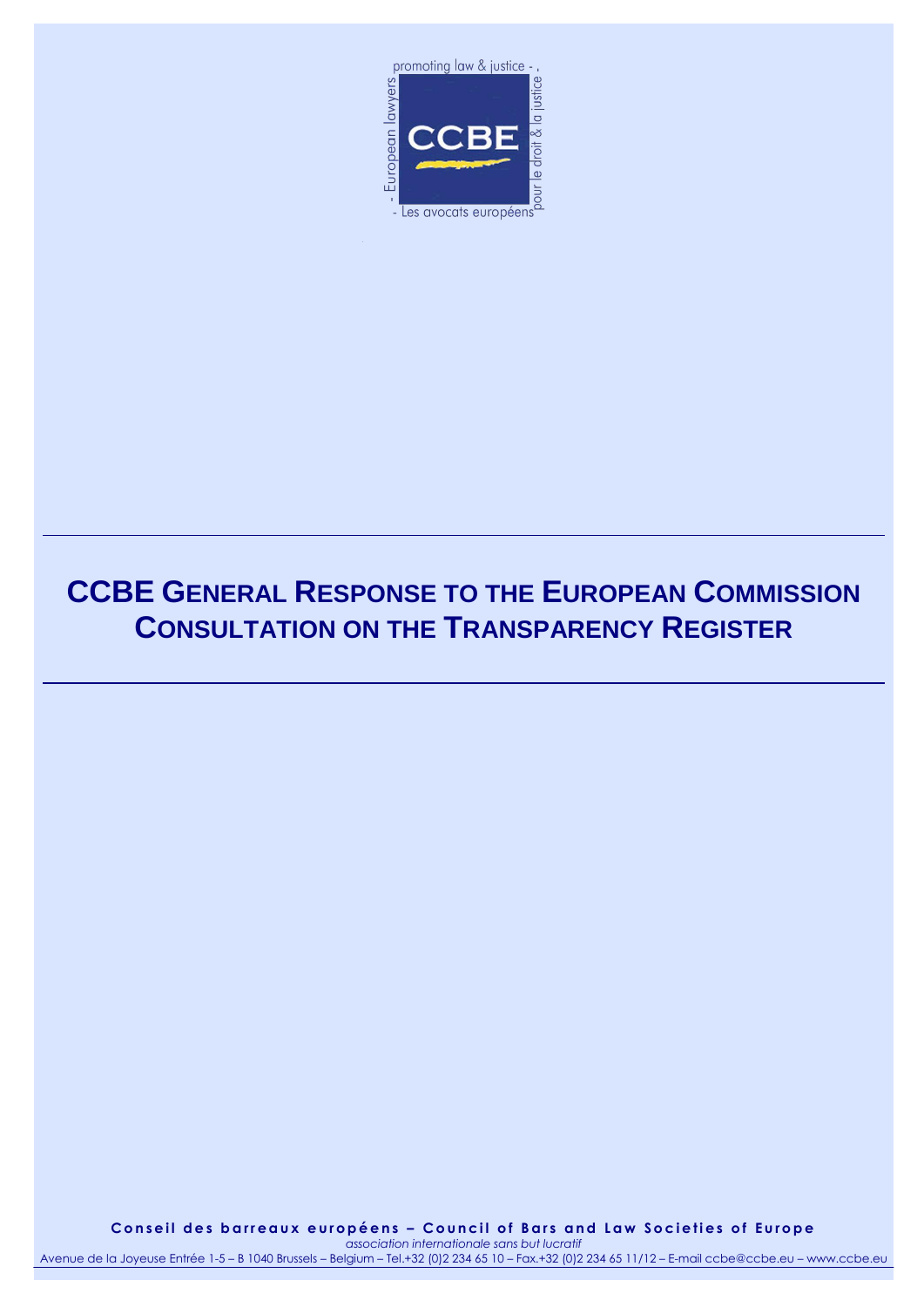# CCBE General Response to the European Commission Consultation on the Transparency Register

**Conseil des barreaux européens – Council of Bars and Law Societies of Europe**

*association internationale sans but lucratif*

Avenue de la Joyeuse Entrée 1-5 – B 1040 Brussels – Belgium – Tel.+32 (0)2 234 65 10 – Fax.+32 (0)2 234 65 11/12 – E-mail ccbe@ccbe.eu – www.ccbe.eu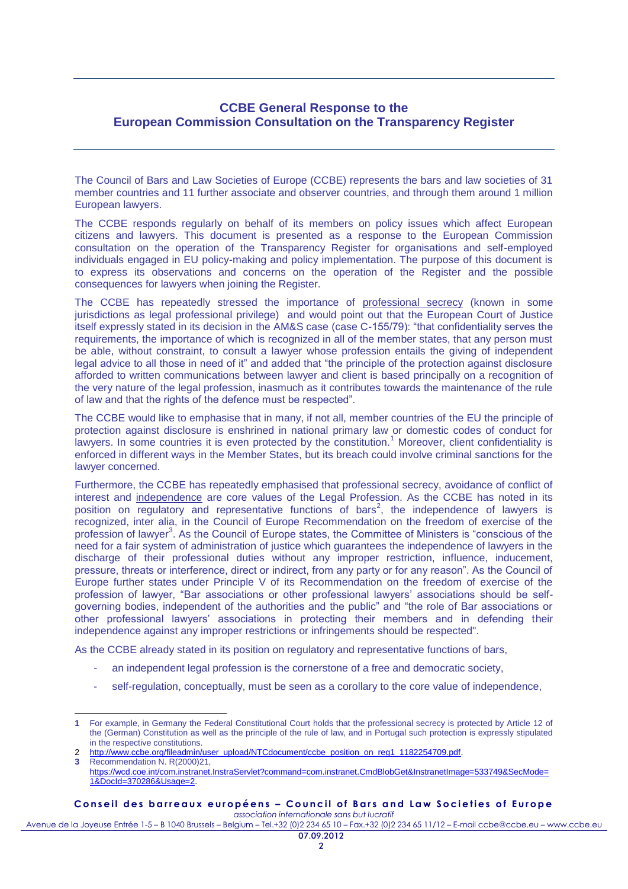## CCBE General Response to the European Commission Consultation on the Transparency Register

The Council of Bars and Law Societies of Europe (CCBE) represents the bars and law societies of 31 member countries and 11 further associate and observer countries, and through them around 1 million European lawyers.

The CCBE responds regularly on behalf of its members on policy issues which affect European citizens and lawyers. This document is presented as a response to the European Commission consultation on the operation of the Transparency Register for organisations and self-employed individuals engaged in EU policy-making and policy implementation. The purpose of this document is to express its observations and concerns on the operation of the Register and the possible consequences for lawyers when joining the Register.

The CCBE has repeatedly stressed the importance of professional secrecy (known in some jurisdictions as legal professional privilege) and would point out that the European Court of Justice itself expressly stated in its decision in the AM&S case (case C-155/79): "that confidentiality serves the requirements, the importance of which is recognized in all of the member states, that any person must be able, without constraint, to consult a lawyer whose profession entails the giving of independent legal advice to all those in need of it" and added that "the principle of the protection against disclosure afforded to written communications between lawyer and client is based principally on a recognition of the very nature of the legal profession, inasmuch as it contributes towards the maintenance of the rule of law and that the rights of the defence must be respected".

The CCBE would like to emphasise that in many, if not all, member countries of the EU the principle of protection against disclosure is enshrined in national primary law or domestic codes of conduct for lawyers. In some countries it is even protected by the constitution.[1] Moreover, client confidentiality is enforced in different ways in the Member States, but its breach could involve criminal sanctions for the lawyer concerned.

Furthermore, the CCBE has repeatedly emphasised that professional secrecy, avoidance of conflict of interest and independence are core values of the Legal Profession. As the CCBE has noted in its position on regulatory and representative functions of bars[2], the independence of lawyers is recognized, inter alia, in the Council of Europe Recommendation on the freedom of exercise of the profession of lawyer[3]. As the Council of Europe states, the Committee of Ministers is "conscious of the need for a fair system of administration of justice which guarantees the independence of lawyers in the discharge of their professional duties without any improper restriction, influence, inducement, pressure, threats or interference, direct or indirect, from any party or for any reason". As the Council of Europe further states under Principle V of its Recommendation on the freedom of exercise of the profession of lawyer, "Bar associations or other professional lawyers' associations should be self-governing bodies, independent of the authorities and the public" and "the role of Bar associations or other professional lawyers' associations in protecting their members and in defending their independence against any improper restrictions or infringements should be respected".

As the CCBE already stated in its position on regulatory and representative functions of bars,

- an independent legal profession is the cornerstone of a free and democratic society,
- self-regulation, conceptually, must be seen as a corollary to the core value of independence,

---

1 For example, in Germany the Federal Constitutional Court holds that the professional secrecy is protected by Article 12 of the (German) Constitution as well as the principle of the rule of law, and in Portugal such protection is expressly stipulated in the respective constitutions.

2 http://www.ccbe.org/fileadmin/user_upload/NTCdocument/ccbe_position_on_reg1_1182254709.pdf.

3 Recommendation N. R(2000)21, https://wcd.coe.int/com.instranet.InstraServlet?command=com.instranet.CmdBlobGet&InstranetImage=533749&SecMode=1&DocId=370286&Usage=2.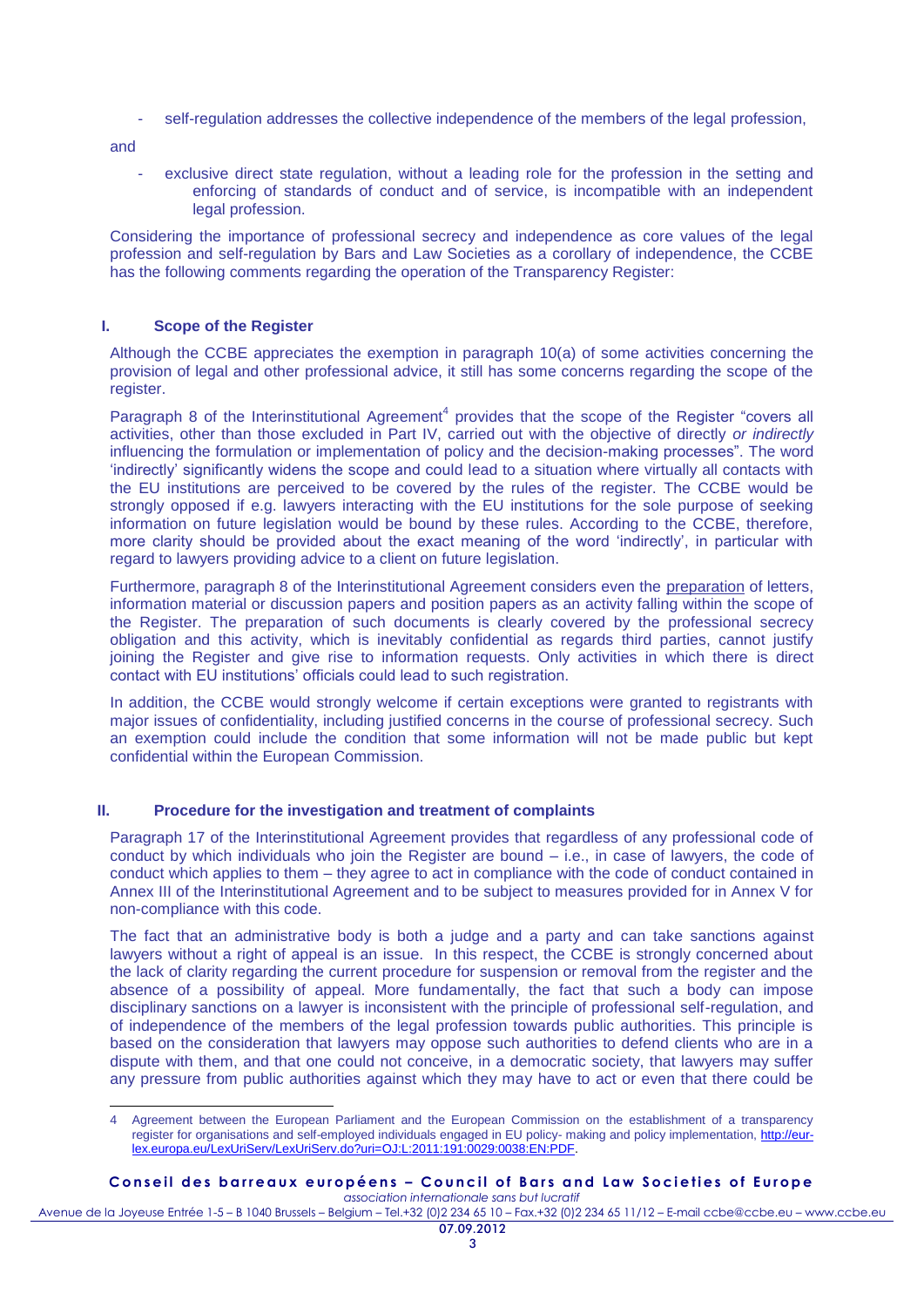- self-regulation addresses the collective independence of the members of the legal profession,

and

- exclusive direct state regulation, without a leading role for the profession in the setting and enforcing of standards of conduct and of service, is incompatible with an independent legal profession.

Considering the importance of professional secrecy and independence as core values of the legal profession and self-regulation by Bars and Law Societies as a corollary of independence, the CCBE has the following comments regarding the operation of the Transparency Register:

## I. Scope of the Register

Although the CCBE appreciates the exemption in paragraph 10(a) of some activities concerning the provision of legal and other professional advice, it still has some concerns regarding the scope of the register.

Paragraph 8 of the Interinstitutional Agreement[4] provides that the scope of the Register "covers all activities, other than those excluded in Part IV, carried out with the objective of directly *or indirectly* influencing the formulation or implementation of policy and the decision-making processes". The word 'indirectly' significantly widens the scope and could lead to a situation where virtually all contacts with the EU institutions are perceived to be covered by the rules of the register. The CCBE would be strongly opposed if e.g. lawyers interacting with the EU institutions for the sole purpose of seeking information on future legislation would be bound by these rules. According to the CCBE, therefore, more clarity should be provided about the exact meaning of the word 'indirectly', in particular with regard to lawyers providing advice to a client on future legislation.

Furthermore, paragraph 8 of the Interinstitutional Agreement considers even the preparation of letters, information material or discussion papers and position papers as an activity falling within the scope of the Register. The preparation of such documents is clearly covered by the professional secrecy obligation and this activity, which is inevitably confidential as regards third parties, cannot justify joining the Register and give rise to information requests. Only activities in which there is direct contact with EU institutions' officials could lead to such registration.

In addition, the CCBE would strongly welcome if certain exceptions were granted to registrants with major issues of confidentiality, including justified concerns in the course of professional secrecy. Such an exemption could include the condition that some information will not be made public but kept confidential within the European Commission.

## II. Procedure for the investigation and treatment of complaints

Paragraph 17 of the Interinstitutional Agreement provides that regardless of any professional code of conduct by which individuals who join the Register are bound – i.e., in case of lawyers, the code of conduct which applies to them – they agree to act in compliance with the code of conduct contained in Annex III of the Interinstitutional Agreement and to be subject to measures provided for in Annex V for non-compliance with this code.

The fact that an administrative body is both a judge and a party and can take sanctions against lawyers without a right of appeal is an issue. In this respect, the CCBE is strongly concerned about the lack of clarity regarding the current procedure for suspension or removal from the register and the absence of a possibility of appeal. More fundamentally, the fact that such a body can impose disciplinary sanctions on a lawyer is inconsistent with the principle of professional self-regulation, and of independence of the members of the legal profession towards public authorities. This principle is based on the consideration that lawyers may oppose such authorities to defend clients who are in a dispute with them, and that one could not conceive, in a democratic society, that lawyers may suffer any pressure from public authorities against which they may have to act or even that there could be

---

[4] Agreement between the European Parliament and the European Commission on the establishment of a transparency register for organisations and self-employed individuals engaged in EU policy- making and policy implementation, http://eur-lex.europa.eu/LexUriServ/LexUriServ.do?uri=OJ:L:2011:191:0029:0038:EN:PDF.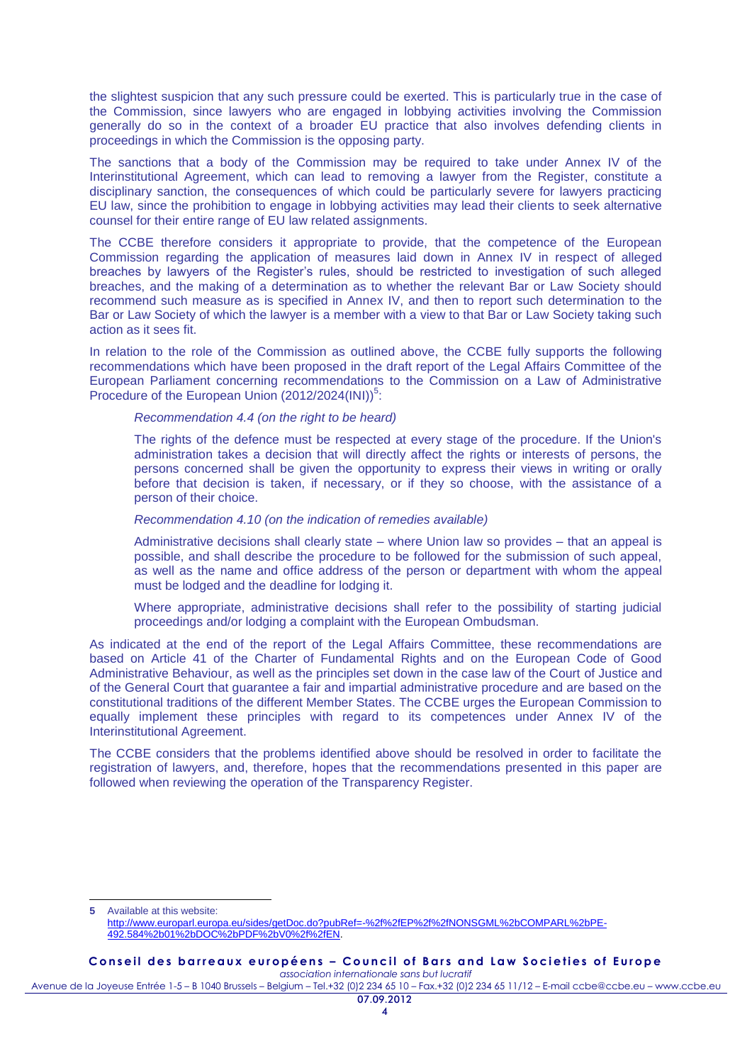the slightest suspicion that any such pressure could be exerted. This is particularly true in the case of the Commission, since lawyers who are engaged in lobbying activities involving the Commission generally do so in the context of a broader EU practice that also involves defending clients in proceedings in which the Commission is the opposing party.

The sanctions that a body of the Commission may be required to take under Annex IV of the Interinstitutional Agreement, which can lead to removing a lawyer from the Register, constitute a disciplinary sanction, the consequences of which could be particularly severe for lawyers practicing EU law, since the prohibition to engage in lobbying activities may lead their clients to seek alternative counsel for their entire range of EU law related assignments.

The CCBE therefore considers it appropriate to provide, that the competence of the European Commission regarding the application of measures laid down in Annex IV in respect of alleged breaches by lawyers of the Register's rules, should be restricted to investigation of such alleged breaches, and the making of a determination as to whether the relevant Bar or Law Society should recommend such measure as is specified in Annex IV, and then to report such determination to the Bar or Law Society of which the lawyer is a member with a view to that Bar or Law Society taking such action as it sees fit.

In relation to the role of the Commission as outlined above, the CCBE fully supports the following recommendations which have been proposed in the draft report of the Legal Affairs Committee of the European Parliament concerning recommendations to the Commission on a Law of Administrative Procedure of the European Union (2012/2024(INI))[5]:

> *Recommendation 4.4 (on the right to be heard)*
>
> The rights of the defence must be respected at every stage of the procedure. If the Union's administration takes a decision that will directly affect the rights or interests of persons, the persons concerned shall be given the opportunity to express their views in writing or orally before that decision is taken, if necessary, or if they so choose, with the assistance of a person of their choice.
>
> *Recommendation 4.10 (on the indication of remedies available)*
>
> Administrative decisions shall clearly state – where Union law so provides – that an appeal is possible, and shall describe the procedure to be followed for the submission of such appeal, as well as the name and office address of the person or department with whom the appeal must be lodged and the deadline for lodging it.
>
> Where appropriate, administrative decisions shall refer to the possibility of starting judicial proceedings and/or lodging a complaint with the European Ombudsman.

As indicated at the end of the report of the Legal Affairs Committee, these recommendations are based on Article 41 of the Charter of Fundamental Rights and on the European Code of Good Administrative Behaviour, as well as the principles set down in the case law of the Court of Justice and of the General Court that guarantee a fair and impartial administrative procedure and are based on the constitutional traditions of the different Member States. The CCBE urges the European Commission to equally implement these principles with regard to its competences under Annex IV of the Interinstitutional Agreement.

The CCBE considers that the problems identified above should be resolved in order to facilitate the registration of lawyers, and, therefore, hopes that the recommendations presented in this paper are followed when reviewing the operation of the Transparency Register.

---

**5** Available at this website: http://www.europarl.europa.eu/sides/getDoc.do?pubRef=-%2f%2fEP%2f%2fNONSGML%2bCOMPARL%2bPE-492.584%2b01%2bDOC%2bPDF%2bV0%2f%2fEN.